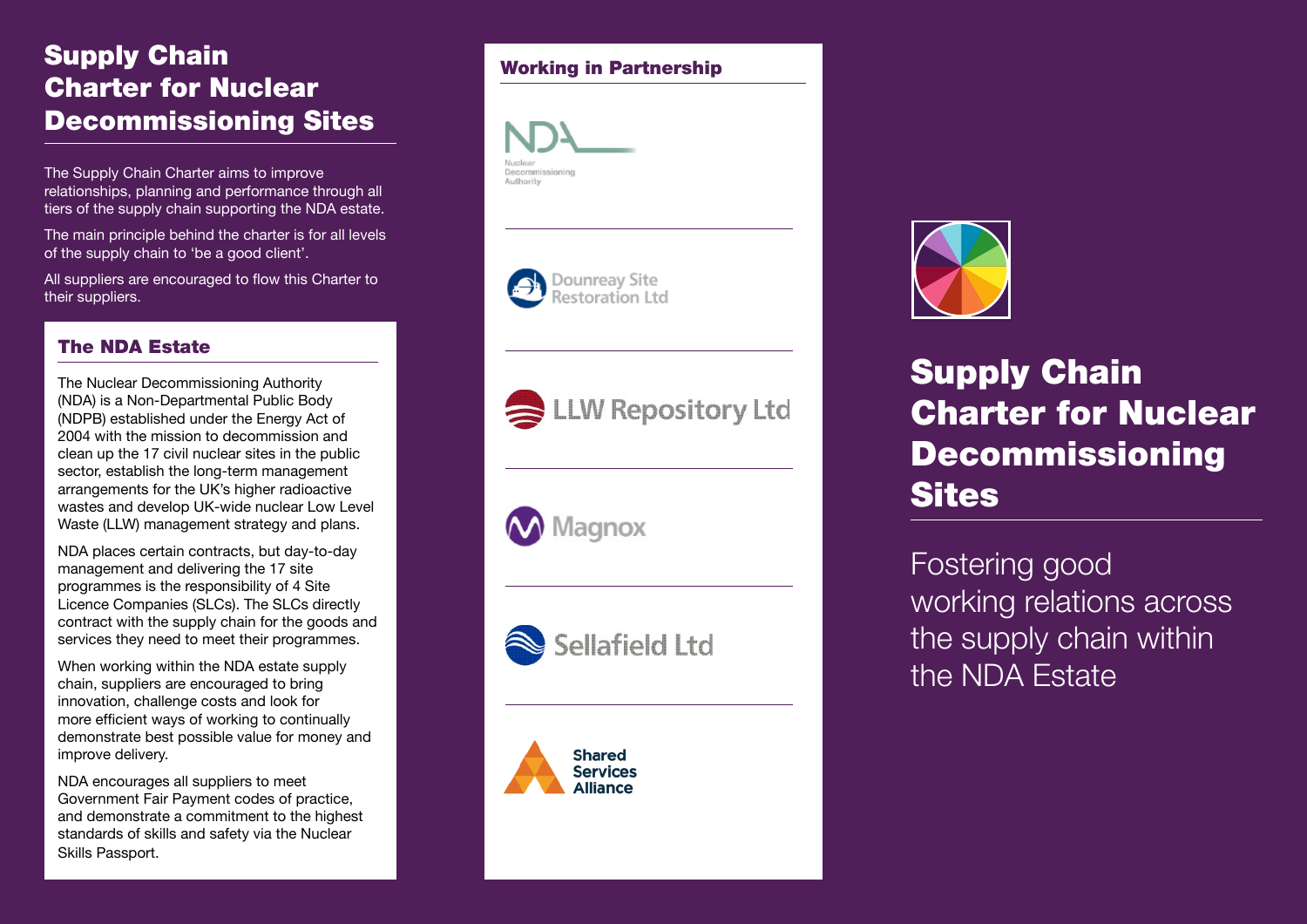# Supply Chain Charter for Nuclear Decommissioning Sites

The Supply Chain Charter aims to improve relationships, planning and performance through all tiers of the supply chain supporting the NDA estate.

The main principle behind the charter is for all levels of the supply chain to 'be a good client'.

All suppliers are encouraged to flow this Charter to their suppliers.

## The NDA Estate

The Nuclear Decommissioning Authority (NDA) is a Non-Departmental Public Body (NDPB) established under the Energy Act of 2004 with the mission to decommission and clean up the 17 civil nuclear sites in the public sector, establish the long-term management arrangements for the UK's higher radioactive wastes and develop UK-wide nuclear Low Level Waste (LLW) management strategy and plans.

NDA places certain contracts, but day-to-day management and delivering the 17 site programmes is the responsibility of 4 Site Licence Companies (SLCs). The SLCs directly contract with the supply chain for the goods and services they need to meet their programmes.

When working within the NDA estate supply chain, suppliers are encouraged to bring innovation, challenge costs and look for more efficient ways of working to continually demonstrate best possible value for money and improve delivery.

NDA encourages all suppliers to meet Government Fair Payment codes of practice, and demonstrate a commitment to the highest standards of skills and safety via the Nuclear Skills Passport.

## Working in Partnership

NDA – Nuclear Decommissioning Authority

Dounreay Site Restoration Ltd

LLW Repository Ltd

Magnox

Sellafield Ltd

Shared Services Alliance

# Supply Chain Charter for Nuclear Decommissioning Sites

Fostering good working relations across the supply chain within the NDA Estate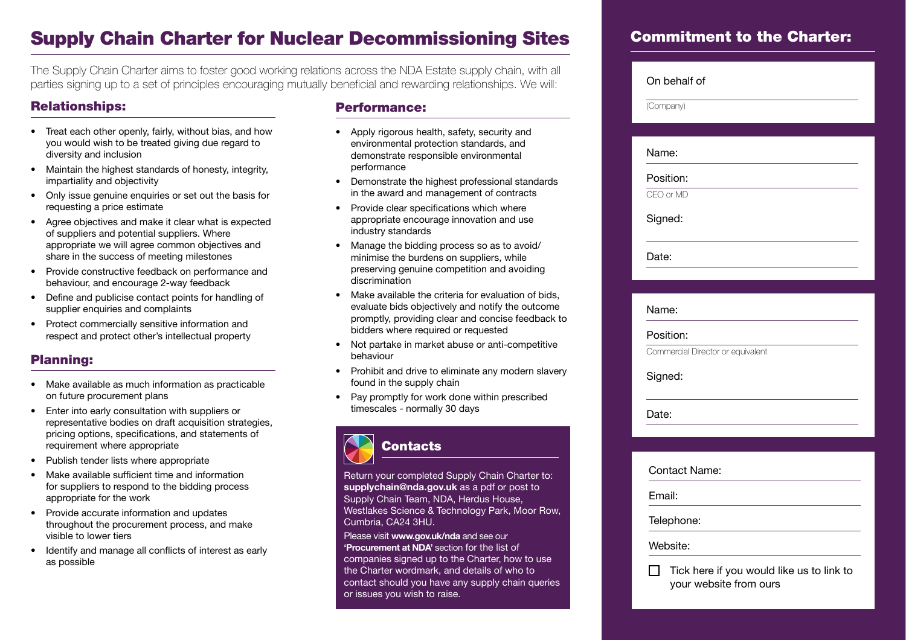# Supply Chain Charter for Nuclear Decommissioning Sites

The Supply Chain Charter aims to foster good working relations across the NDA Estate supply chain, with all parties signing up to a set of principles encouraging mutually beneficial and rewarding relationships. We will:

## Relationships:

- Treat each other openly, fairly, without bias, and how you would wish to be treated giving due regard to diversity and inclusion
- Maintain the highest standards of honesty, integrity, impartiality and objectivity
- Only issue genuine enquiries or set out the basis for requesting a price estimate
- Agree objectives and make it clear what is expected of suppliers and potential suppliers. Where appropriate we will agree common objectives and share in the success of meeting milestones
- Provide constructive feedback on performance and behaviour, and encourage 2-way feedback
- Define and publicise contact points for handling of supplier enquiries and complaints
- Protect commercially sensitive information and respect and protect other's intellectual property

## Planning:

- Make available as much information as practicable on future procurement plans
- Enter into early consultation with suppliers or representative bodies on draft acquisition strategies, pricing options, specifications, and statements of requirement where appropriate
- Publish tender lists where appropriate
- Make available sufficient time and information for suppliers to respond to the bidding process appropriate for the work
- Provide accurate information and updates throughout the procurement process, and make visible to lower tiers
- Identify and manage all conflicts of interest as early as possible

## Performance:

- Apply rigorous health, safety, security and environmental protection standards, and demonstrate responsible environmental performance
- Demonstrate the highest professional standards in the award and management of contracts
- Provide clear specifications which where appropriate encourage innovation and use industry standards
- Manage the bidding process so as to avoid/ minimise the burdens on suppliers, while preserving genuine competition and avoiding discrimination
- Make available the criteria for evaluation of bids, evaluate bids objectively and notify the outcome promptly, providing clear and concise feedback to bidders where required or requested
- Not partake in market abuse or anti-competitive behaviour
- Prohibit and drive to eliminate any modern slavery found in the supply chain
- Pay promptly for work done within prescribed timescales - normally 30 days

## Contacts

Return your completed Supply Chain Charter to: **supplychain@nda.gov.uk** as a pdf or post to Supply Chain Team, NDA, Herdus House, Westlakes Science & Technology Park, Moor Row, Cumbria, CA24 3HU.

Please visit **www.gov.uk/nda** and see our **'Procurement at NDA'** section for the list of companies signed up to the Charter, how to use the Charter wordmark, and details of who to contact should you have any supply chain queries or issues you wish to raise.

## Commitment to the Charter:

On behalf of

(Company)

Name:

Position:

CEO or MD

Signed:

Date:

Name:

Position:

Commercial Director or equivalent

Signed:

Date:

Contact Name:

Email:

Telephone:

Website:

☐ Tick here if you would like us to link to your website from ours